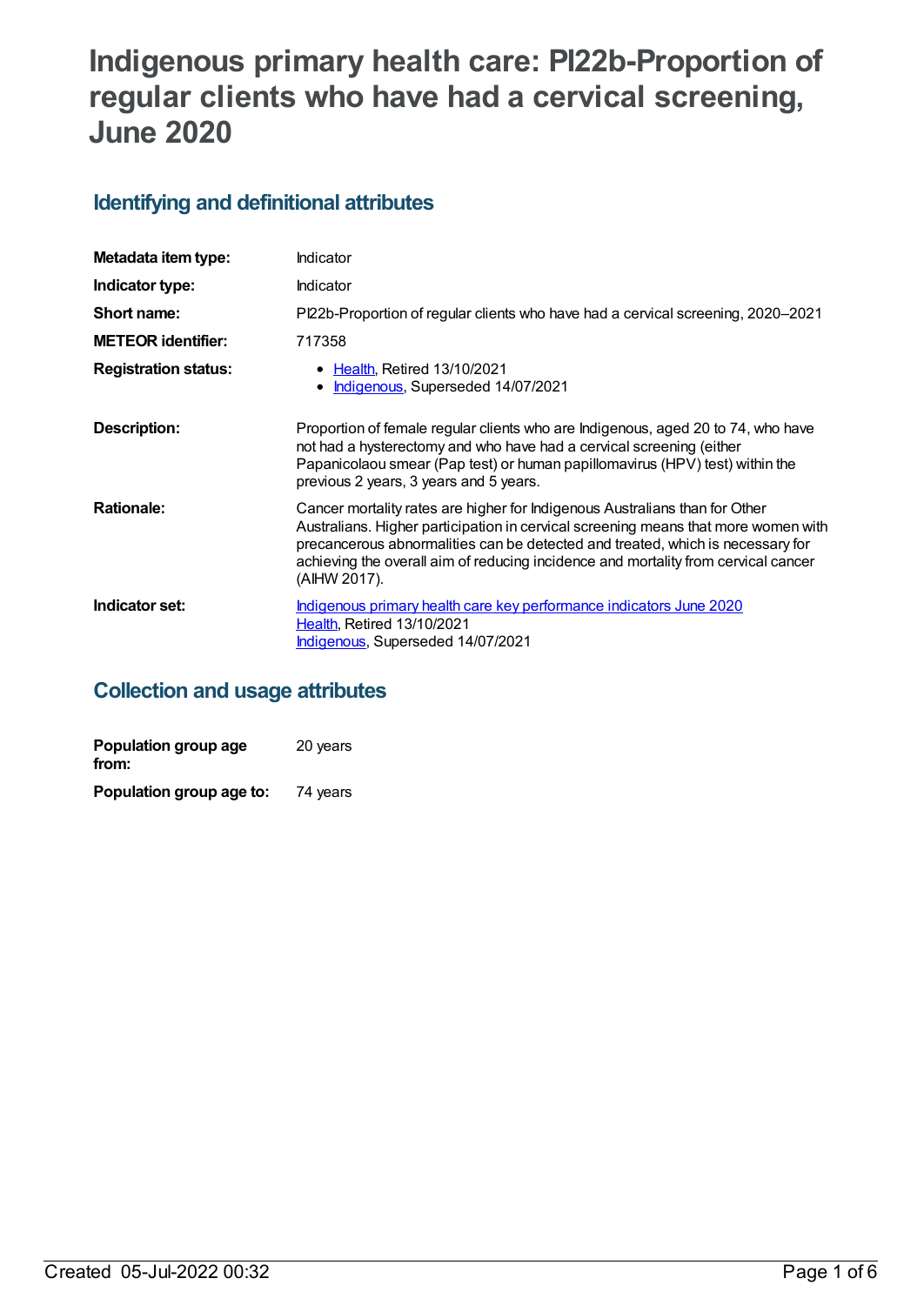# Indigenous primary health care: PI22b-Proportion of regular clients who have had a cervical screening, June 2020

## Identifying and definitional attributes

| | |
|---|---|
| **Metadata item type:** | Indicator |
| **Indicator type:** | Indicator |
| **Short name:** | PI22b-Proportion of regular clients who have had a cervical screening, 2020–2021 |
| **METEOR identifier:** | 717358 |
| **Registration status:** | • Health, Retired 13/10/2021<br>• Indigenous, Superseded 14/07/2021 |
| **Description:** | Proportion of female regular clients who are Indigenous, aged 20 to 74, who have not had a hysterectomy and who have had a cervical screening (either Papanicolaou smear (Pap test) or human papillomavirus (HPV) test) within the previous 2 years, 3 years and 5 years. |
| **Rationale:** | Cancer mortality rates are higher for Indigenous Australians than for Other Australians. Higher participation in cervical screening means that more women with precancerous abnormalities can be detected and treated, which is necessary for achieving the overall aim of reducing incidence and mortality from cervical cancer (AIHW 2017). |
| **Indicator set:** | Indigenous primary health care key performance indicators June 2020<br>Health, Retired 13/10/2021<br>Indigenous, Superseded 14/07/2021 |

## Collection and usage attributes

| | |
|---|---|
| **Population group age from:** | 20 years |
| **Population group age to:** | 74 years |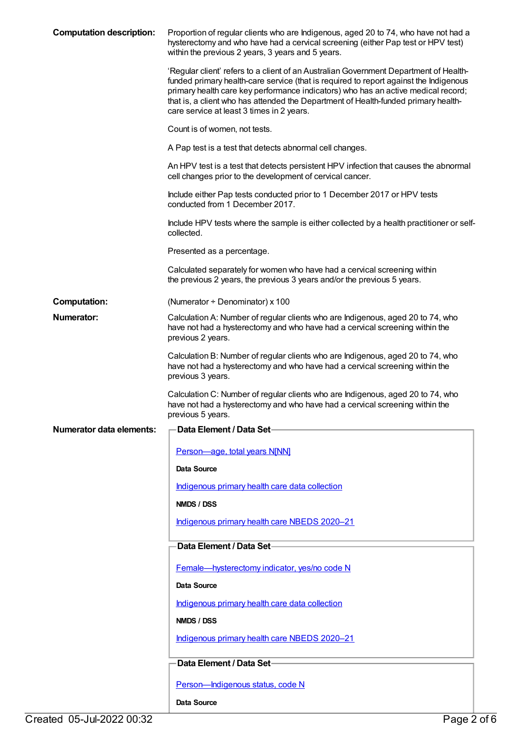**Computation description:** Proportion of regular clients who are Indigenous, aged 20 to 74, who have not had a hysterectomy and who have had a cervical screening (either Pap test or HPV test) within the previous 2 years, 3 years and 5 years.

'Regular client' refers to a client of an Australian Government Department of Health-funded primary health-care service (that is required to report against the Indigenous primary health care key performance indicators) who has an active medical record; that is, a client who has attended the Department of Health-funded primary health-care service at least 3 times in 2 years.

Count is of women, not tests.

A Pap test is a test that detects abnormal cell changes.

An HPV test is a test that detects persistent HPV infection that causes the abnormal cell changes prior to the development of cervical cancer.

Include either Pap tests conducted prior to 1 December 2017 or HPV tests conducted from 1 December 2017.

Include HPV tests where the sample is either collected by a health practitioner or self-collected.

Presented as a percentage.

Calculated separately for women who have had a cervical screening within the previous 2 years, the previous 3 years and/or the previous 5 years.

**Computation:** (Numerator ÷ Denominator) x 100

**Numerator:** Calculation A: Number of regular clients who are Indigenous, aged 20 to 74, who have not had a hysterectomy and who have had a cervical screening within the previous 2 years.

Calculation B: Number of regular clients who are Indigenous, aged 20 to 74, who have not had a hysterectomy and who have had a cervical screening within the previous 3 years.

Calculation C: Number of regular clients who are Indigenous, aged 20 to 74, who have not had a hysterectomy and who have had a cervical screening within the previous 5 years.

**Numerator data elements:**

**Data Element / Data Set**

Person—age, total years N[NN]

**Data Source**

Indigenous primary health care data collection

**NMDS / DSS**

Indigenous primary health care NBEDS 2020–21

**Data Element / Data Set**

Female—hysterectomy indicator, yes/no code N

**Data Source**

Indigenous primary health care data collection

**NMDS / DSS**

Indigenous primary health care NBEDS 2020–21

**Data Element / Data Set**

Person—Indigenous status, code N

**Data Source**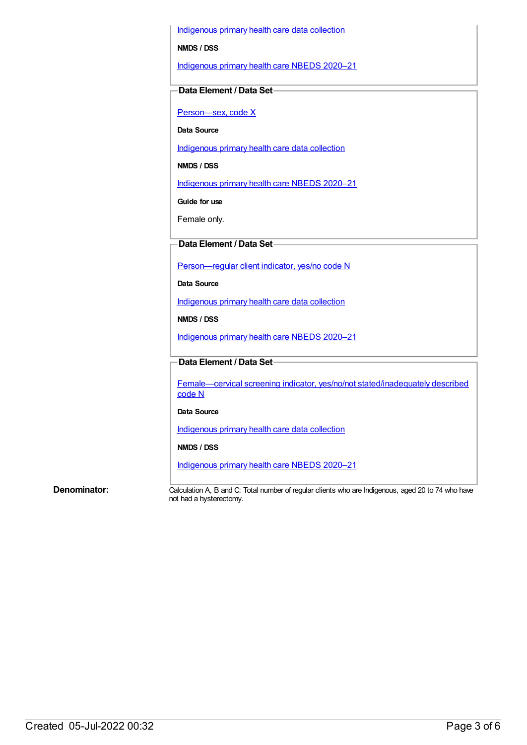Indigenous primary health care data collection

**NMDS / DSS**

Indigenous primary health care NBEDS 2020–21

**Data Element / Data Set**

Person—sex, code X

**Data Source**

Indigenous primary health care data collection

**NMDS / DSS**

Indigenous primary health care NBEDS 2020–21

**Guide for use**

Female only.

**Data Element / Data Set**

Person—regular client indicator, yes/no code N

**Data Source**

Indigenous primary health care data collection

**NMDS / DSS**

Indigenous primary health care NBEDS 2020–21

**Data Element / Data Set**

Female—cervical screening indicator, yes/no/not stated/inadequately described code N

**Data Source**

Indigenous primary health care data collection

**NMDS / DSS**

Indigenous primary health care NBEDS 2020–21

**Denominator:** Calculation A, B and C: Total number of regular clients who are Indigenous, aged 20 to 74 who have not had a hysterectomy.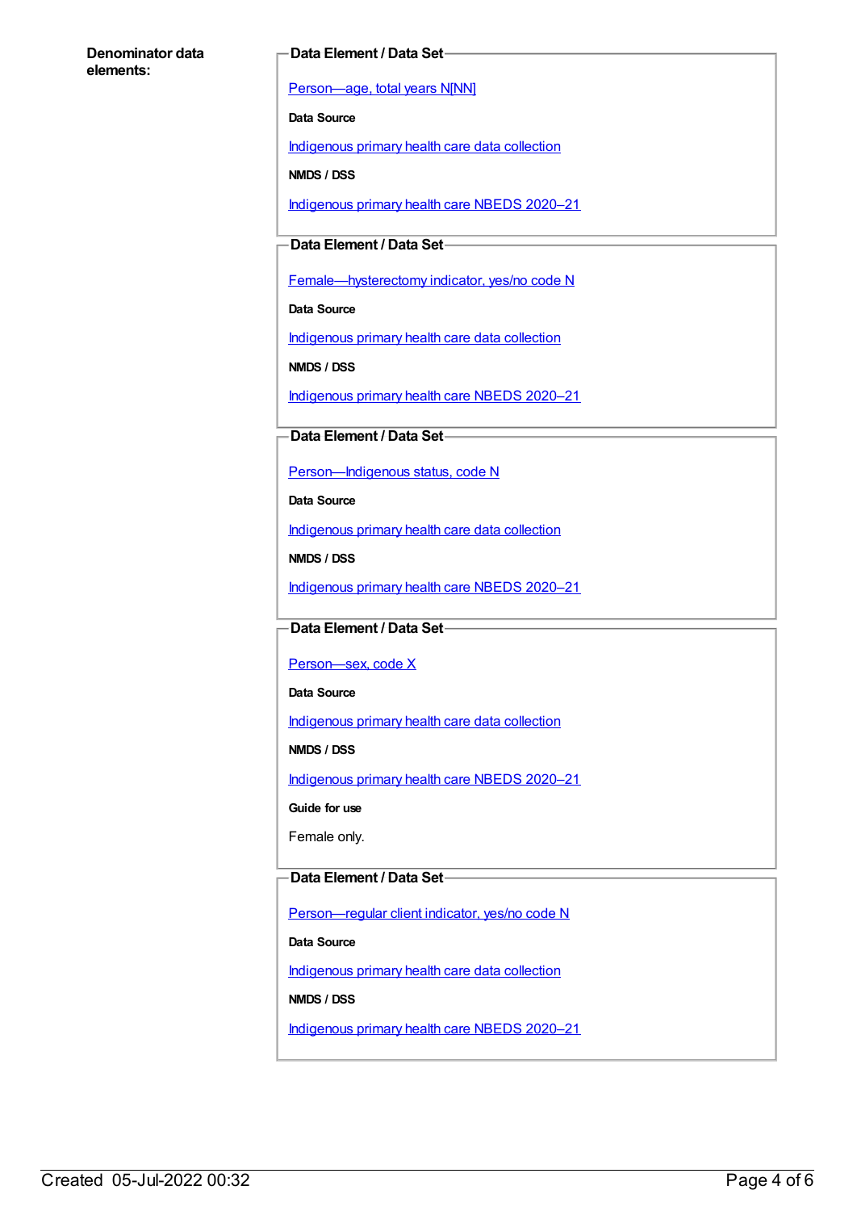**Denominator data elements:**

**Data Element / Data Set**

Person—age, total years N[NN]

**Data Source**

Indigenous primary health care data collection

**NMDS / DSS**

Indigenous primary health care NBEDS 2020–21

**Data Element / Data Set**

Female—hysterectomy indicator, yes/no code N

**Data Source**

Indigenous primary health care data collection

**NMDS / DSS**

Indigenous primary health care NBEDS 2020–21

**Data Element / Data Set**

Person—Indigenous status, code N

**Data Source**

Indigenous primary health care data collection

**NMDS / DSS**

Indigenous primary health care NBEDS 2020–21

**Data Element / Data Set**

Person—sex, code X

**Data Source**

Indigenous primary health care data collection

**NMDS / DSS**

Indigenous primary health care NBEDS 2020–21

**Guide for use**

Female only.

**Data Element / Data Set**

Person—regular client indicator, yes/no code N

**Data Source**

Indigenous primary health care data collection

**NMDS / DSS**

Indigenous primary health care NBEDS 2020–21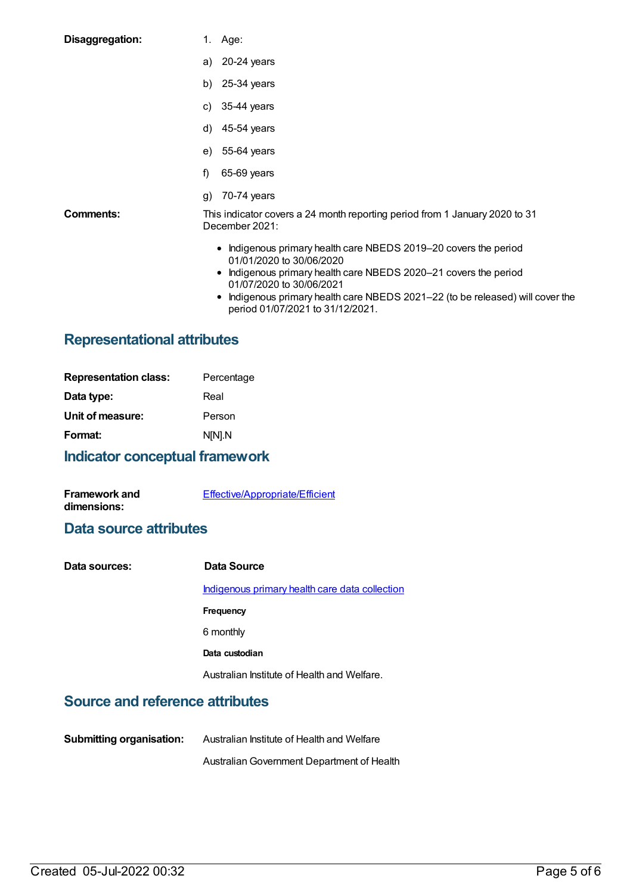**Disaggregation:**

1. Age:

a) 20-24 years

b) 25-34 years

c) 35-44 years

d) 45-54 years

e) 55-64 years

f) 65-69 years

g) 70-74 years

**Comments:**

This indicator covers a 24 month reporting period from 1 January 2020 to 31 December 2021:

- Indigenous primary health care NBEDS 2019–20 covers the period 01/01/2020 to 30/06/2020
- Indigenous primary health care NBEDS 2020–21 covers the period 01/07/2020 to 30/06/2021
- Indigenous primary health care NBEDS 2021–22 (to be released) will cover the period 01/07/2021 to 31/12/2021.

## Representational attributes

**Representation class:** Percentage

**Data type:** Real

**Unit of measure:** Person

**Format:** N[N].N

## Indicator conceptual framework

**Framework and dimensions:** Effective/Appropriate/Efficient

## Data source attributes

**Data sources:**

**Data Source**

Indigenous primary health care data collection

**Frequency**

6 monthly

**Data custodian**

Australian Institute of Health and Welfare.

## Source and reference attributes

**Submitting organisation:**

Australian Institute of Health and Welfare

Australian Government Department of Health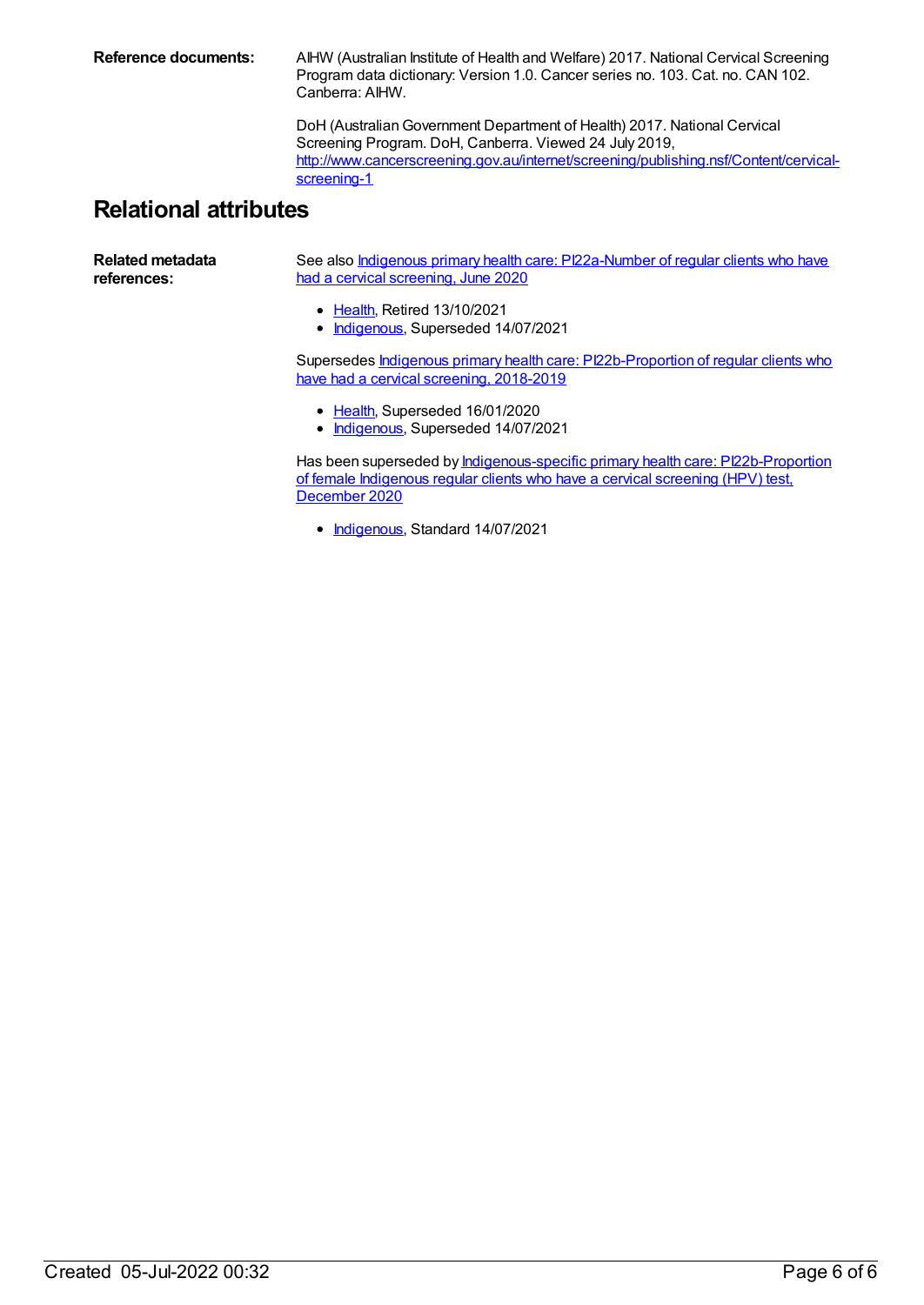**Reference documents:**

AIHW (Australian Institute of Health and Welfare) 2017. National Cervical Screening Program data dictionary: Version 1.0. Cancer series no. 103. Cat. no. CAN 102. Canberra: AIHW.

DoH (Australian Government Department of Health) 2017. National Cervical Screening Program. DoH, Canberra. Viewed 24 July 2019, http://www.cancerscreening.gov.au/internet/screening/publishing.nsf/Content/cervical-screening-1

## Relational attributes

**Related metadata references:**

See also Indigenous primary health care: PI22a-Number of regular clients who have had a cervical screening, June 2020

- Health, Retired 13/10/2021
- Indigenous, Superseded 14/07/2021

Supersedes Indigenous primary health care: PI22b-Proportion of regular clients who have had a cervical screening, 2018-2019

- Health, Superseded 16/01/2020
- Indigenous, Superseded 14/07/2021

Has been superseded by Indigenous-specific primary health care: PI22b-Proportion of female Indigenous regular clients who have a cervical screening (HPV) test, December 2020

- Indigenous, Standard 14/07/2021